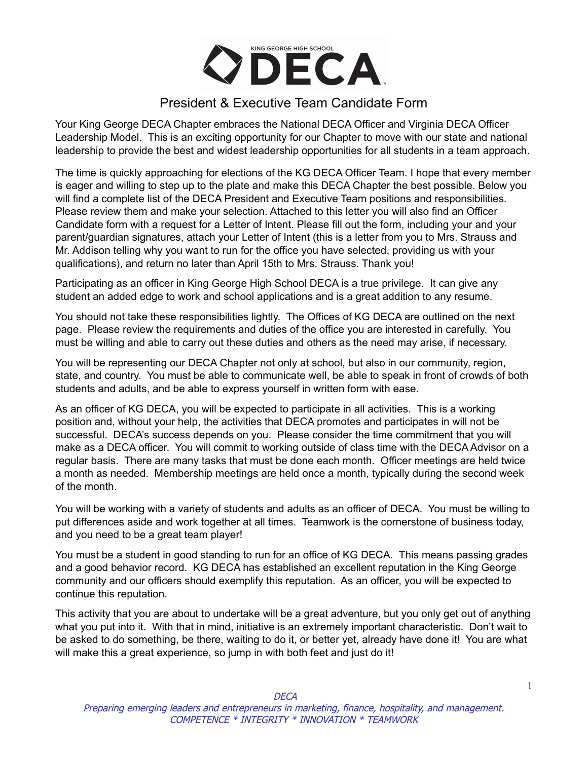KING GEORGE HIGH SCHOOL DECA

# President & Executive Team Candidate Form

Your King George DECA Chapter embraces the National DECA Officer and Virginia DECA Officer Leadership Model. This is an exciting opportunity for our Chapter to move with our state and national leadership to provide the best and widest leadership opportunities for all students in a team approach.

The time is quickly approaching for elections of the KG DECA Officer Team. I hope that every member is eager and willing to step up to the plate and make this DECA Chapter the best possible. Below you will find a complete list of the DECA President and Executive Team positions and responsibilities. Please review them and make your selection. Attached to this letter you will also find an Officer Candidate form with a request for a Letter of Intent. Please fill out the form, including your and your parent/guardian signatures, attach your Letter of Intent (this is a letter from you to Mrs. Strauss and Mr. Addison telling why you want to run for the office you have selected, providing us with your qualifications), and return no later than April 15th to Mrs. Strauss. Thank you!

Participating as an officer in King George High School DECA is a true privilege. It can give any student an added edge to work and school applications and is a great addition to any resume.

You should not take these responsibilities lightly. The Offices of KG DECA are outlined on the next page. Please review the requirements and duties of the office you are interested in carefully. You must be willing and able to carry out these duties and others as the need may arise, if necessary.

You will be representing our DECA Chapter not only at school, but also in our community, region, state, and country. You must be able to communicate well, be able to speak in front of crowds of both students and adults, and be able to express yourself in written form with ease.

As an officer of KG DECA, you will be expected to participate in all activities. This is a working position and, without your help, the activities that DECA promotes and participates in will not be successful. DECA's success depends on you. Please consider the time commitment that you will make as a DECA officer. You will commit to working outside of class time with the DECA Advisor on a regular basis. There are many tasks that must be done each month. Officer meetings are held twice a month as needed. Membership meetings are held once a month, typically during the second week of the month.

You will be working with a variety of students and adults as an officer of DECA. You must be willing to put differences aside and work together at all times. Teamwork is the cornerstone of business today, and you need to be a great team player!

You must be a student in good standing to run for an office of KG DECA. This means passing grades and a good behavior record. KG DECA has established an excellent reputation in the King George community and our officers should exemplify this reputation. As an officer, you will be expected to continue this reputation.

This activity that you are about to undertake will be a great adventure, but you only get out of anything what you put into it. With that in mind, initiative is an extremely important characteristic. Don't wait to be asked to do something, be there, waiting to do it, or better yet, already have done it! You are what will make this a great experience, so jump in with both feet and just do it!

*DECA*
*Preparing emerging leaders and entrepreneurs in marketing, finance, hospitality, and management.*
*COMPETENCE * INTEGRITY * INNOVATION * TEAMWORK*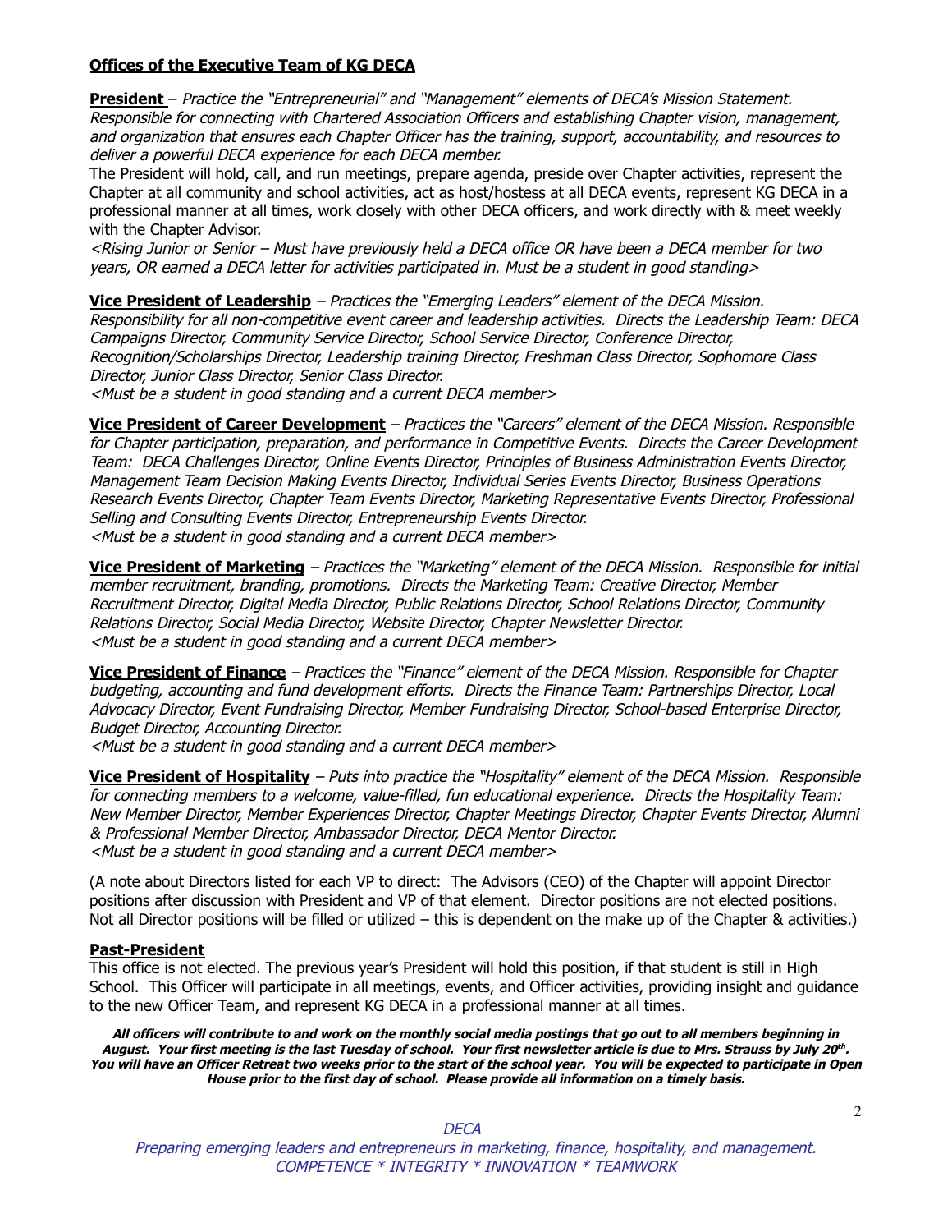**Offices of the Executive Team of KG DECA**

**President** – *Practice the "Entrepreneurial" and "Management" elements of DECA's Mission Statement. Responsible for connecting with Chartered Association Officers and establishing Chapter vision, management, and organization that ensures each Chapter Officer has the training, support, accountability, and resources to deliver a powerful DECA experience for each DECA member.*

The President will hold, call, and run meetings, prepare agenda, preside over Chapter activities, represent the Chapter at all community and school activities, act as host/hostess at all DECA events, represent KG DECA in a professional manner at all times, work closely with other DECA officers, and work directly with & meet weekly with the Chapter Advisor.

*<Rising Junior or Senior – Must have previously held a DECA office OR have been a DECA member for two years, OR earned a DECA letter for activities participated in. Must be a student in good standing>*

**Vice President of Leadership** – *Practices the "Emerging Leaders" element of the DECA Mission. Responsibility for all non-competitive event career and leadership activities. Directs the Leadership Team: DECA Campaigns Director, Community Service Director, School Service Director, Conference Director, Recognition/Scholarships Director, Leadership training Director, Freshman Class Director, Sophomore Class Director, Junior Class Director, Senior Class Director.*
*<Must be a student in good standing and a current DECA member>*

**Vice President of Career Development** – *Practices the "Careers" element of the DECA Mission. Responsible for Chapter participation, preparation, and performance in Competitive Events. Directs the Career Development Team: DECA Challenges Director, Online Events Director, Principles of Business Administration Events Director, Management Team Decision Making Events Director, Individual Series Events Director, Business Operations Research Events Director, Chapter Team Events Director, Marketing Representative Events Director, Professional Selling and Consulting Events Director, Entrepreneurship Events Director.*
*<Must be a student in good standing and a current DECA member>*

**Vice President of Marketing** – *Practices the "Marketing" element of the DECA Mission. Responsible for initial member recruitment, branding, promotions. Directs the Marketing Team: Creative Director, Member Recruitment Director, Digital Media Director, Public Relations Director, School Relations Director, Community Relations Director, Social Media Director, Website Director, Chapter Newsletter Director.*
*<Must be a student in good standing and a current DECA member>*

**Vice President of Finance** – *Practices the "Finance" element of the DECA Mission. Responsible for Chapter budgeting, accounting and fund development efforts. Directs the Finance Team: Partnerships Director, Local Advocacy Director, Event Fundraising Director, Member Fundraising Director, School-based Enterprise Director, Budget Director, Accounting Director.*
*<Must be a student in good standing and a current DECA member>*

**Vice President of Hospitality** – *Puts into practice the "Hospitality" element of the DECA Mission. Responsible for connecting members to a welcome, value-filled, fun educational experience. Directs the Hospitality Team: New Member Director, Member Experiences Director, Chapter Meetings Director, Chapter Events Director, Alumni & Professional Member Director, Ambassador Director, DECA Mentor Director.*
*<Must be a student in good standing and a current DECA member>*

(A note about Directors listed for each VP to direct: The Advisors (CEO) of the Chapter will appoint Director positions after discussion with President and VP of that element. Director positions are not elected positions. Not all Director positions will be filled or utilized – this is dependent on the make up of the Chapter & activities.)

**Past-President**

This office is not elected. The previous year's President will hold this position, if that student is still in High School. This Officer will participate in all meetings, events, and Officer activities, providing insight and guidance to the new Officer Team, and represent KG DECA in a professional manner at all times.

***All officers will contribute to and work on the monthly social media postings that go out to all members beginning in August. Your first meeting is the last Tuesday of school. Your first newsletter article is due to Mrs. Strauss by July 20th. You will have an Officer Retreat two weeks prior to the start of the school year. You will be expected to participate in Open House prior to the first day of school. Please provide all information on a timely basis.***

*DECA*
*Preparing emerging leaders and entrepreneurs in marketing, finance, hospitality, and management.*
*COMPETENCE * INTEGRITY * INNOVATION * TEAMWORK*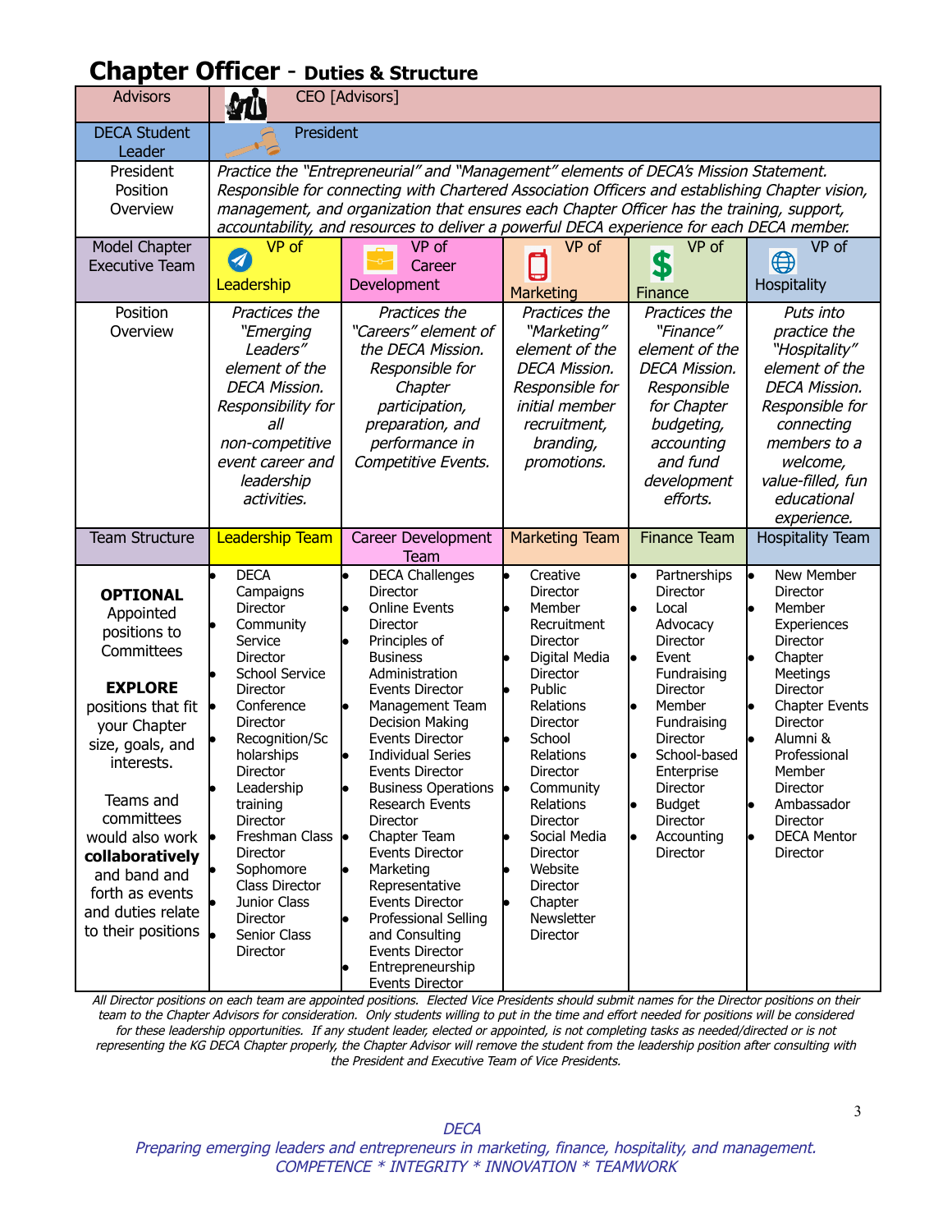# Chapter Officer - Duties & Structure

| Advisors | CEO [Advisors] | | | | |
|---|---|---|---|---|---|
| DECA Student Leader | President | | | | |
| President Position Overview | *Practice the "Entrepreneurial" and "Management" elements of DECA's Mission Statement. Responsible for connecting with Chartered Association Officers and establishing Chapter vision, management, and organization that ensures each Chapter Officer has the training, support, accountability, and resources to deliver a powerful DECA experience for each DECA member.* | | | | |
| Model Chapter Executive Team | VP of Leadership | VP of Career Development | VP of Marketing | VP of Finance | VP of Hospitality |
| Position Overview | *Practices the "Emerging Leaders" element of the DECA Mission. Responsibility for all non-competitive event career and leadership activities.* | *Practices the "Careers" element of the DECA Mission. Responsible for Chapter participation, preparation, and performance in Competitive Events.* | *Practices the "Marketing" element of the DECA Mission. Responsible for initial member recruitment, branding, promotions.* | *Practices the "Finance" element of the DECA Mission. Responsible for Chapter budgeting, accounting and fund development efforts.* | *Puts into practice the "Hospitality" element of the DECA Mission. Responsible for connecting members to a welcome, value-filled, fun educational experience.* |
| Team Structure | Leadership Team | Career Development Team | Marketing Team | Finance Team | Hospitality Team |
| **OPTIONAL** Appointed positions to Committees<br><br>**EXPLORE** positions that fit your Chapter size, goals, and interests.<br><br>Teams and committees would also work **collaboratively** and band and forth as events and duties relate to their positions | • DECA Campaigns Director<br>• Community Service Director<br>• School Service Director<br>• Conference Director<br>• Recognition/Scholarships Director<br>• Leadership training Director<br>• Freshman Class Director<br>• Sophomore Class Director<br>• Junior Class Director<br>• Senior Class Director | • DECA Challenges Director<br>• Online Events Director<br>• Principles of Business Administration Events Director<br>• Management Team Decision Making Events Director<br>• Individual Series Events Director<br>• Business Operations Research Events Director<br>• Chapter Team Events Director<br>• Marketing Representative Events Director<br>• Professional Selling and Consulting Events Director<br>• Entrepreneurship Events Director | • Creative Director<br>• Member Recruitment Director<br>• Digital Media Director<br>• Public Relations Director<br>• School Relations Director<br>• Community Relations Director<br>• Social Media Director<br>• Website Director<br>• Chapter Newsletter Director | • Partnerships Director<br>• Local Advocacy Director<br>• Event Fundraising Director<br>• Member Fundraising Director<br>• School-based Enterprise Director<br>• Budget Director<br>• Accounting Director | • New Member Director<br>• Member Experiences Director<br>• Chapter Meetings Director<br>• Chapter Events Director<br>• Alumni & Professional Member Director<br>• Ambassador Director<br>• DECA Mentor Director |

*All Director positions on each team are appointed positions. Elected Vice Presidents should submit names for the Director positions on their team to the Chapter Advisors for consideration. Only students willing to put in the time and effort needed for positions will be considered for these leadership opportunities. If any student leader, elected or appointed, is not completing tasks as needed/directed or is not representing the KG DECA Chapter properly, the Chapter Advisor will remove the student from the leadership position after consulting with the President and Executive Team of Vice Presidents.*

*DECA*
*Preparing emerging leaders and entrepreneurs in marketing, finance, hospitality, and management.*
*COMPETENCE * INTEGRITY * INNOVATION * TEAMWORK*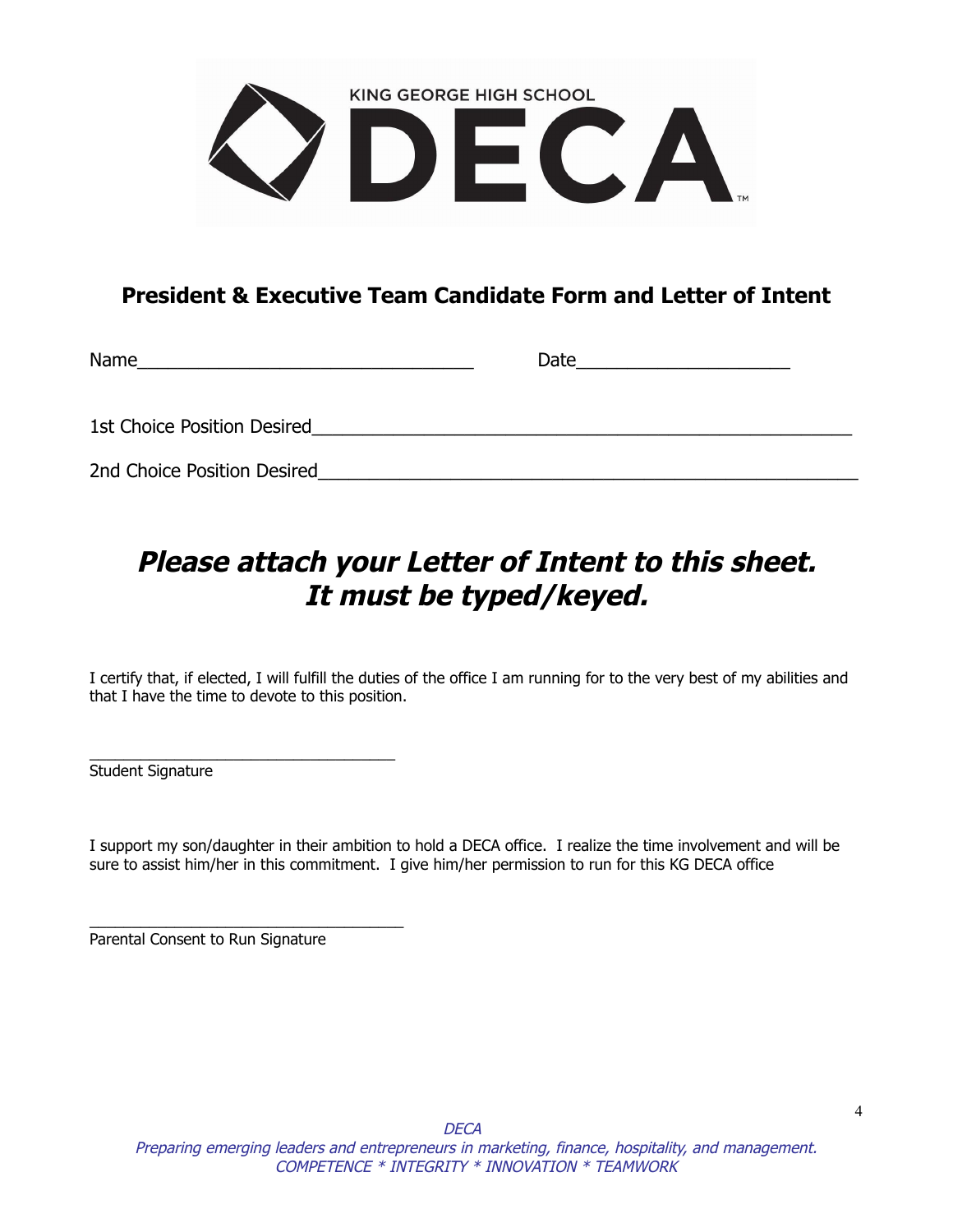KING GEORGE HIGH SCHOOL

DECA™

## President & Executive Team Candidate Form and Letter of Intent

Name_________________________________ Date_____________________

1st Choice Position Desired_____________________________________________________

2nd Choice Position Desired_____________________________________________________

# *Please attach your Letter of Intent to this sheet. It must be typed/keyed.*

I certify that, if elected, I will fulfill the duties of the office I am running for to the very best of my abilities and that I have the time to devote to this position.

____________________________________
Student Signature

I support my son/daughter in their ambition to hold a DECA office. I realize the time involvement and will be sure to assist him/her in this commitment. I give him/her permission to run for this KG DECA office

_____________________________________
Parental Consent to Run Signature

*DECA*
*Preparing emerging leaders and entrepreneurs in marketing, finance, hospitality, and management.*
*COMPETENCE * INTEGRITY * INNOVATION * TEAMWORK*